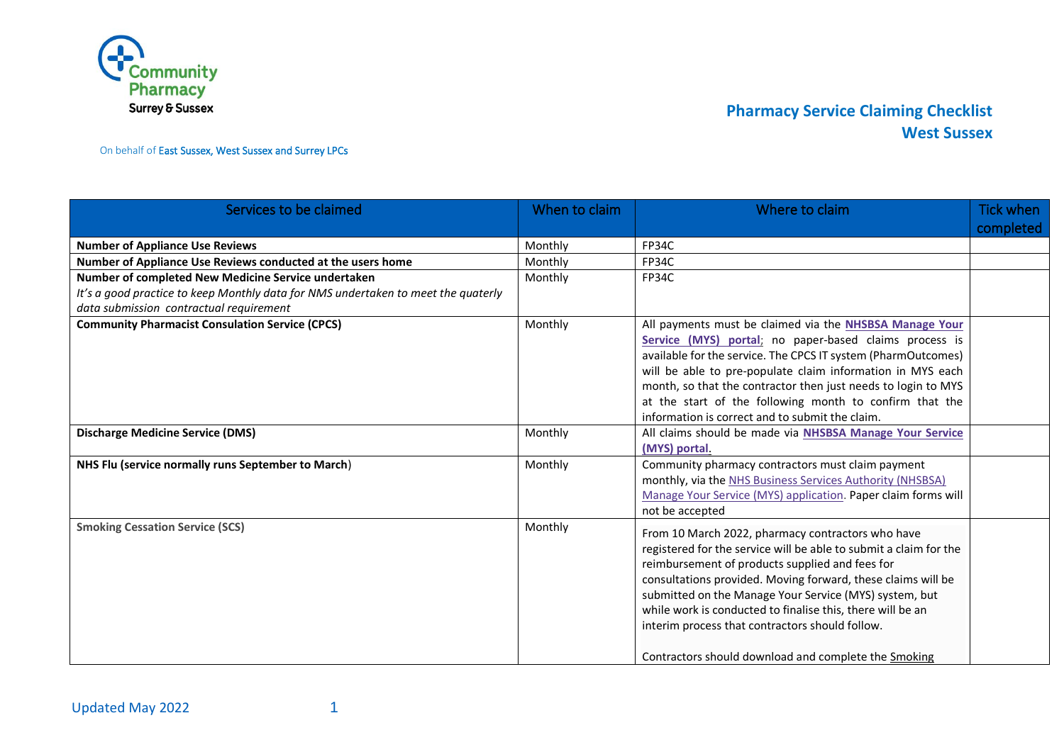Community Pharmacy Surrey & Sussex

On behalf of East Sussex, West Sussex and Surrey LPCs

# Pharmacy Service Claiming Checklist West Sussex

| Services to be claimed | When to claim | Where to claim | Tick when completed |
|---|---|---|---|
| **Number of Appliance Use Reviews** | Monthly | FP34C | |
| **Number of Appliance Use Reviews conducted at the users home** | Monthly | FP34C | |
| **Number of completed New Medicine Service undertaken** *It's a good practice to keep Monthly data for NMS undertaken to meet the quaterly data submission contractual requirement* | Monthly | FP34C | |
| **Community Pharmacist Consulation Service (CPCS)** | Monthly | All payments must be claimed via the **NHSBSA Manage Your Service (MYS) portal**; no paper-based claims process is available for the service. The CPCS IT system (PharmOutcomes) will be able to pre-populate claim information in MYS each month, so that the contractor then just needs to login to MYS at the start of the following month to confirm that the information is correct and to submit the claim. | |
| **Discharge Medicine Service (DMS)** | Monthly | All claims should be made via **NHSBSA Manage Your Service (MYS) portal**. | |
| **NHS Flu (service normally runs September to March**) | Monthly | Community pharmacy contractors must claim payment monthly, via the NHS Business Services Authority (NHSBSA) Manage Your Service (MYS) application. Paper claim forms will not be accepted | |
| **Smoking Cessation Service (SCS)** | Monthly | From 10 March 2022, pharmacy contractors who have registered for the service will be able to submit a claim for the reimbursement of products supplied and fees for consultations provided. Moving forward, these claims will be submitted on the Manage Your Service (MYS) system, but while work is conducted to finalise this, there will be an interim process that contractors should follow.<br><br>Contractors should download and complete the Smoking | |

Updated May 2022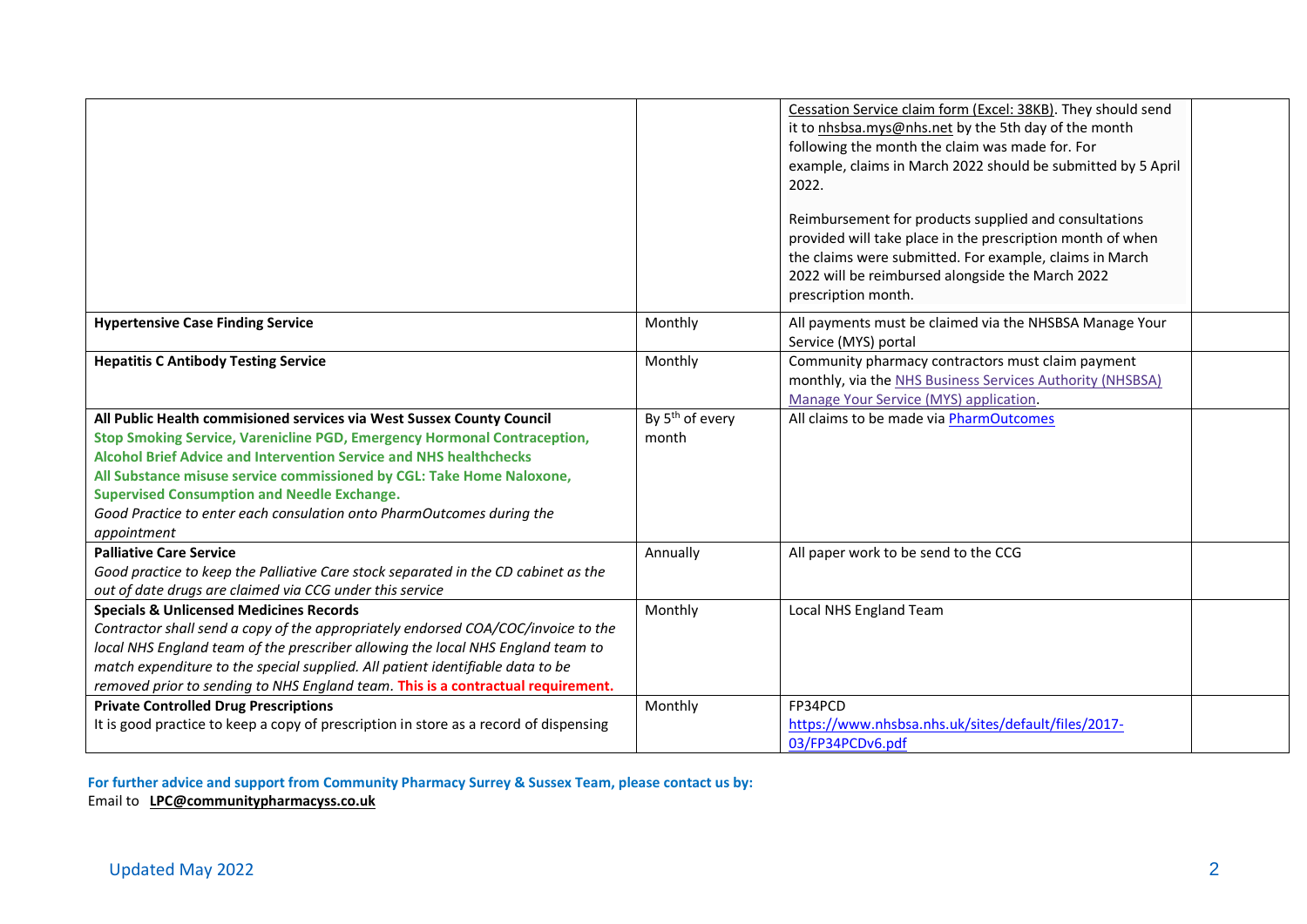|  |  |  |  |
|---|---|---|---|
|  |  | Cessation Service claim form (Excel: 38KB). They should send it to nhsbsa.mys@nhs.net by the 5th day of the month following the month the claim was made for. For example, claims in March 2022 should be submitted by 5 April 2022.<br><br>Reimbursement for products supplied and consultations provided will take place in the prescription month of when the claims were submitted. For example, claims in March 2022 will be reimbursed alongside the March 2022 prescription month. |  |
| **Hypertensive Case Finding Service** | Monthly | All payments must be claimed via the NHSBSA Manage Your Service (MYS) portal |  |
| **Hepatitis C Antibody Testing Service** | Monthly | Community pharmacy contractors must claim payment monthly, via the NHS Business Services Authority (NHSBSA) Manage Your Service (MYS) application. |  |
| **All Public Health commisioned services via West Sussex County Council**<br>**Stop Smoking Service, Varenicline PGD, Emergency Hormonal Contraception, Alcohol Brief Advice and Intervention Service and NHS healthchecks**<br>**All Substance misuse service commissioned by CGL: Take Home Naloxone, Supervised Consumption and Needle Exchange.**<br>*Good Practice to enter each consulation onto PharmOutcomes during the appointment* | By 5th of every month | All claims to be made via PharmOutcomes |  |
| **Palliative Care Service**<br>*Good practice to keep the Palliative Care stock separated in the CD cabinet as the out of date drugs are claimed via CCG under this service* | Annually | All paper work to be send to the CCG |  |
| **Specials & Unlicensed Medicines Records**<br>*Contractor shall send a copy of the appropriately endorsed COA/COC/invoice to the local NHS England team of the prescriber allowing the local NHS England team to match expenditure to the special supplied. All patient identifiable data to be removed prior to sending to NHS England team.* **This is a contractual requirement.** | Monthly | Local NHS England Team |  |
| **Private Controlled Drug Prescriptions**<br>It is good practice to keep a copy of prescription in store as a record of dispensing | Monthly | FP34PCD<br>https://www.nhsbsa.nhs.uk/sites/default/files/2017-03/FP34PCDv6.pdf |  |

**For further advice and support from Community Pharmacy Surrey & Sussex Team, please contact us by:**
Email to **LPC@communitypharmacyss.co.uk**

Updated May 2022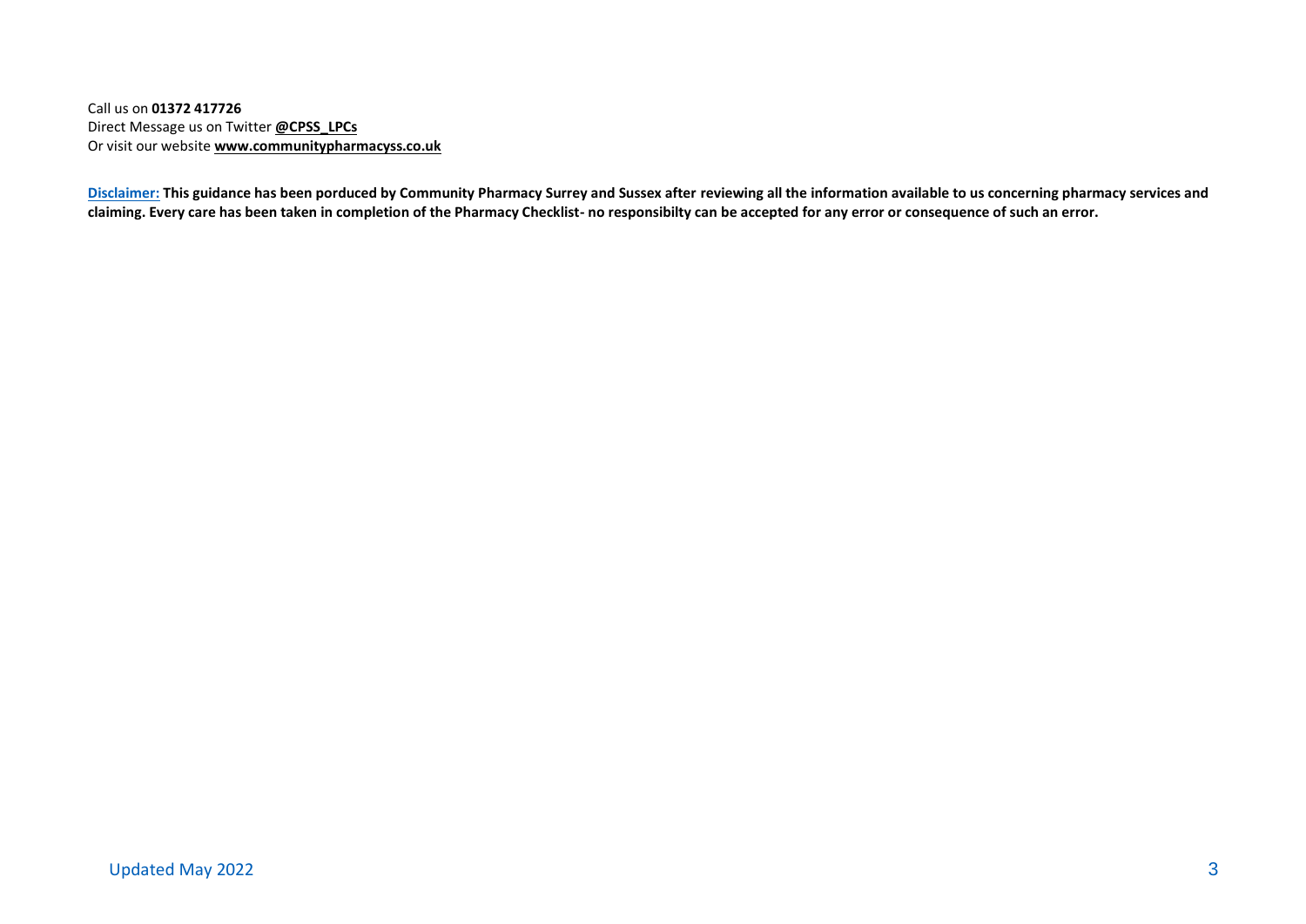Call us on **01372 417726**
Direct Message us on Twitter **@CPSS_LPCs**
Or visit our website **www.communitypharmacyss.co.uk**

**Disclaimer:** **This guidance has been porduced by Community Pharmacy Surrey and Sussex after reviewing all the information available to us concerning pharmacy services and claiming. Every care has been taken in completion of the Pharmacy Checklist- no responsibilty can be accepted for any error or consequence of such an error.**